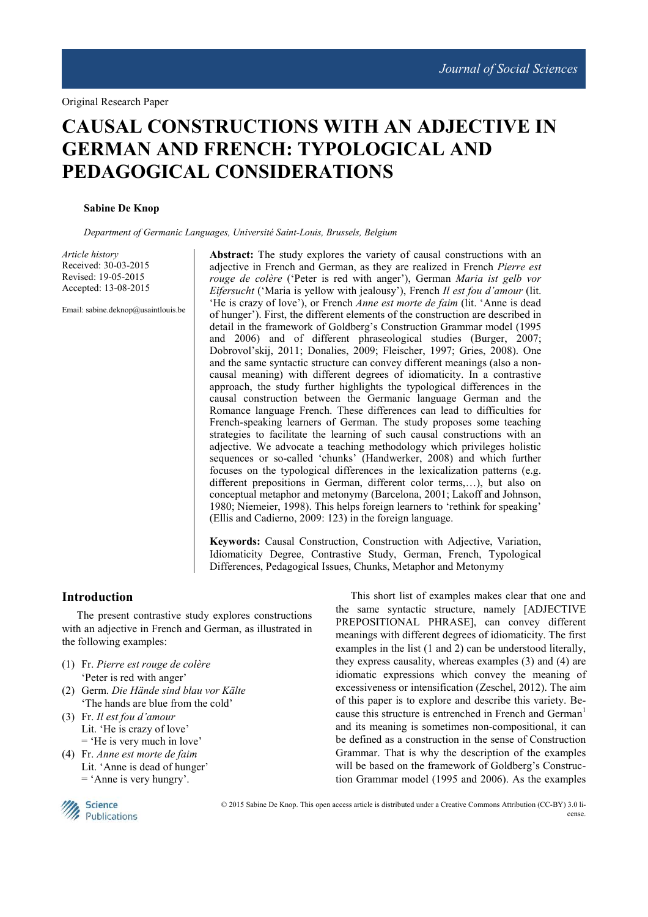Original Research Paper

# CAUSAL CONSTRUCTIONS WITH AN ADJECTIVE IN GERMAN AND FRENCH: TYPOLOGICAL AND PEDAGOGICAL CONSIDERATIONS

**Sabine De Knop**

*Department of Germanic Languages, Université Saint-Louis, Brussels, Belgium*

*Article history*
Received: 30-03-2015
Revised: 19-05-2015
Accepted: 13-08-2015

Email: sabine.deknop@usaintlouis.be

**Abstract:** The study explores the variety of causal constructions with an adjective in French and German, as they are realized in French *Pierre est rouge de colère* ('Peter is red with anger'), German *Maria ist gelb vor Eifersucht* ('Maria is yellow with jealousy'), French *Il est fou d'amour* (lit. 'He is crazy of love'), or French *Anne est morte de faim* (lit. 'Anne is dead of hunger'). First, the different elements of the construction are described in detail in the framework of Goldberg's Construction Grammar model (1995 and 2006) and of different phraseological studies (Burger, 2007; Dobrovol'skij, 2011; Donalies, 2009; Fleischer, 1997; Gries, 2008). One and the same syntactic structure can convey different meanings (also a non-causal meaning) with different degrees of idiomaticity. In a contrastive approach, the study further highlights the typological differences in the causal construction between the Germanic language German and the Romance language French. These differences can lead to difficulties for French-speaking learners of German. The study proposes some teaching strategies to facilitate the learning of such causal constructions with an adjective. We advocate a teaching methodology which privileges holistic sequences or so-called 'chunks' (Handwerker, 2008) and which further focuses on the typological differences in the lexicalization patterns (e.g. different prepositions in German, different color terms,…), but also on conceptual metaphor and metonymy (Barcelona, 2001; Lakoff and Johnson, 1980; Niemeier, 1998). This helps foreign learners to 'rethink for speaking' (Ellis and Cadierno, 2009: 123) in the foreign language.

**Keywords:** Causal Construction, Construction with Adjective, Variation, Idiomaticity Degree, Contrastive Study, German, French, Typological Differences, Pedagogical Issues, Chunks, Metaphor and Metonymy

## Introduction

The present contrastive study explores constructions with an adjective in French and German, as illustrated in the following examples:

(1) Fr. *Pierre est rouge de colère*
'Peter is red with anger'

(2) Germ. *Die Hände sind blau vor Kälte*
'The hands are blue from the cold'

(3) Fr. *Il est fou d'amour*
Lit. 'He is crazy of love'
= 'He is very much in love'

(4) Fr. *Anne est morte de faim*
Lit. 'Anne is dead of hunger'
= 'Anne is very hungry'.

This short list of examples makes clear that one and the same syntactic structure, namely [ADJECTIVE PREPOSITIONAL PHRASE], can convey different meanings with different degrees of idiomaticity. The first examples in the list (1 and 2) can be understood literally, they express causality, whereas examples (3) and (4) are idiomatic expressions which convey the meaning of excessiveness or intensification (Zeschel, 2012). The aim of this paper is to explore and describe this variety. Because this structure is entrenched in French and German[1] and its meaning is sometimes non-compositional, it can be defined as a construction in the sense of Construction Grammar. That is why the description of the examples will be based on the framework of Goldberg's Construction Grammar model (1995 and 2006). As the examples

© 2015 Sabine De Knop. This open access article is distributed under a Creative Commons Attribution (CC-BY) 3.0 license.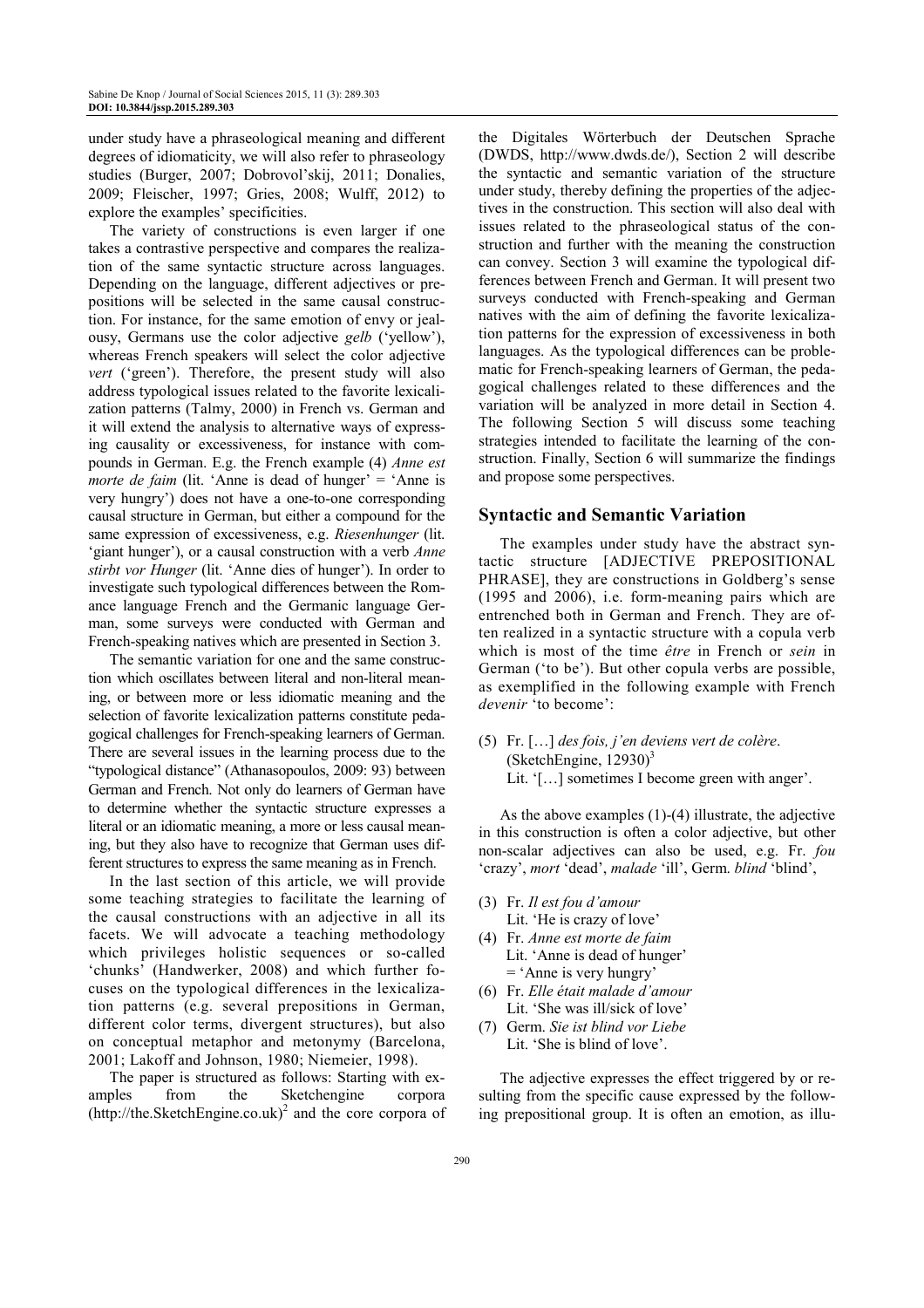under study have a phraseological meaning and different degrees of idiomaticity, we will also refer to phraseology studies (Burger, 2007; Dobrovol'skij, 2011; Donalies, 2009; Fleischer, 1997; Gries, 2008; Wulff, 2012) to explore the examples' specificities.

The variety of constructions is even larger if one takes a contrastive perspective and compares the realization of the same syntactic structure across languages. Depending on the language, different adjectives or prepositions will be selected in the same causal construction. For instance, for the same emotion of envy or jealousy, Germans use the color adjective *gelb* ('yellow'), whereas French speakers will select the color adjective *vert* ('green'). Therefore, the present study will also address typological issues related to the favorite lexicalization patterns (Talmy, 2000) in French vs. German and it will extend the analysis to alternative ways of expressing causality or excessiveness, for instance with compounds in German. E.g. the French example (4) *Anne est morte de faim* (lit. 'Anne is dead of hunger' = 'Anne is very hungry') does not have a one-to-one corresponding causal structure in German, but either a compound for the same expression of excessiveness, e.g. *Riesenhunger* (lit. 'giant hunger'), or a causal construction with a verb *Anne stirbt vor Hunger* (lit. 'Anne dies of hunger'). In order to investigate such typological differences between the Romance language French and the Germanic language German, some surveys were conducted with German and French-speaking natives which are presented in Section 3.

The semantic variation for one and the same construction which oscillates between literal and non-literal meaning, or between more or less idiomatic meaning and the selection of favorite lexicalization patterns constitute pedagogical challenges for French-speaking learners of German. There are several issues in the learning process due to the "typological distance" (Athanasopoulos, 2009: 93) between German and French. Not only do learners of German have to determine whether the syntactic structure expresses a literal or an idiomatic meaning, a more or less causal meaning, but they also have to recognize that German uses different structures to express the same meaning as in French.

In the last section of this article, we will provide some teaching strategies to facilitate the learning of the causal constructions with an adjective in all its facets. We will advocate a teaching methodology which privileges holistic sequences or so-called 'chunks' (Handwerker, 2008) and which further focuses on the typological differences in the lexicalization patterns (e.g. several prepositions in German, different color terms, divergent structures), but also on conceptual metaphor and metonymy (Barcelona, 2001; Lakoff and Johnson, 1980; Niemeier, 1998).

The paper is structured as follows: Starting with examples from the Sketchengine corpora (http://the.SketchEngine.co.uk)[2] and the core corpora of the Digitales Wörterbuch der Deutschen Sprache (DWDS, http://www.dwds.de/), Section 2 will describe the syntactic and semantic variation of the structure under study, thereby defining the properties of the adjectives in the construction. This section will also deal with issues related to the phraseological status of the construction and further with the meaning the construction can convey. Section 3 will examine the typological differences between French and German. It will present two surveys conducted with French-speaking and German natives with the aim of defining the favorite lexicalization patterns for the expression of excessiveness in both languages. As the typological differences can be problematic for French-speaking learners of German, the pedagogical challenges related to these differences and the variation will be analyzed in more detail in Section 4. The following Section 5 will discuss some teaching strategies intended to facilitate the learning of the construction. Finally, Section 6 will summarize the findings and propose some perspectives.

## Syntactic and Semantic Variation

The examples under study have the abstract syntactic structure [ADJECTIVE PREPOSITIONAL PHRASE], they are constructions in Goldberg's sense (1995 and 2006), i.e. form-meaning pairs which are entrenched both in German and French. They are often realized in a syntactic structure with a copula verb which is most of the time *être* in French or *sein* in German ('to be'). But other copula verbs are possible, as exemplified in the following example with French *devenir* 'to become':

(5) Fr. […] *des fois, j'en deviens vert de colère*. (SketchEngine, 12930)[3]
Lit. '[…] sometimes I become green with anger'.

As the above examples (1)-(4) illustrate, the adjective in this construction is often a color adjective, but other non-scalar adjectives can also be used, e.g. Fr. *fou* 'crazy', *mort* 'dead', *malade* 'ill', Germ. *blind* 'blind',

(3) Fr. *Il est fou d'amour*
Lit. 'He is crazy of love'

(4) Fr. *Anne est morte de faim*
Lit. 'Anne is dead of hunger'
= 'Anne is very hungry'

(6) Fr. *Elle était malade d'amour*
Lit. 'She was ill/sick of love'

(7) Germ. *Sie ist blind vor Liebe*
Lit. 'She is blind of love'.

The adjective expresses the effect triggered by or resulting from the specific cause expressed by the following prepositional group. It is often an emotion, as illu-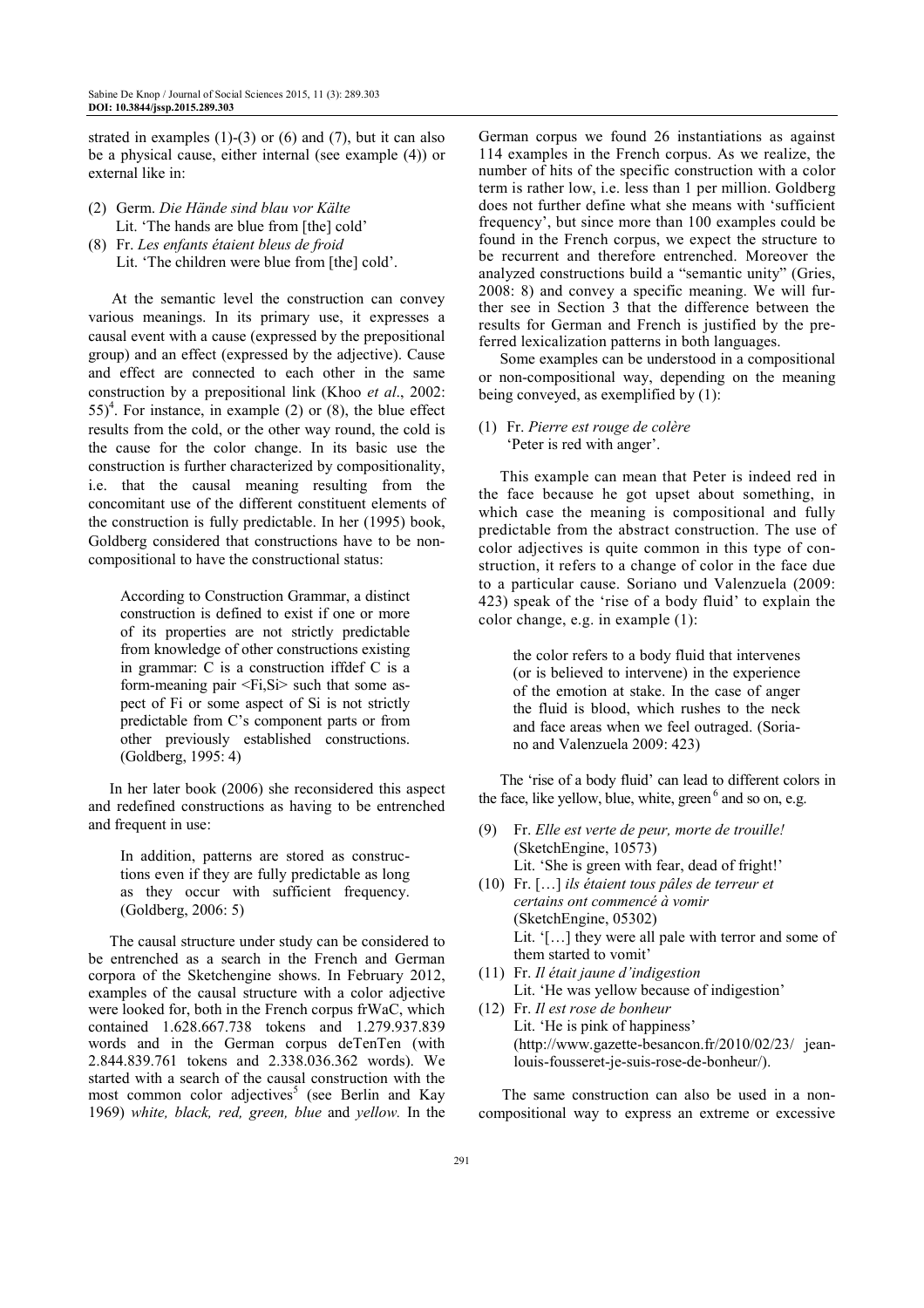strated in examples (1)-(3) or (6) and (7), but it can also be a physical cause, either internal (see example (4)) or external like in:

(2) Germ. *Die Hände sind blau vor Kälte*
    Lit. 'The hands are blue from [the] cold'

(8) Fr. *Les enfants étaient bleus de froid*
    Lit. 'The children were blue from [the] cold'.

At the semantic level the construction can convey various meanings. In its primary use, it expresses a causal event with a cause (expressed by the prepositional group) and an effect (expressed by the adjective). Cause and effect are connected to each other in the same construction by a prepositional link (Khoo *et al*., 2002: 55)[4]. For instance, in example (2) or (8), the blue effect results from the cold, or the other way round, the cold is the cause for the color change. In its basic use the construction is further characterized by compositionality, i.e. that the causal meaning resulting from the concomitant use of the different constituent elements of the construction is fully predictable. In her (1995) book, Goldberg considered that constructions have to be non-compositional to have the constructional status:

> According to Construction Grammar, a distinct construction is defined to exist if one or more of its properties are not strictly predictable from knowledge of other constructions existing in grammar: C is a construction iffdef C is a form-meaning pair <Fi,Si> such that some aspect of Fi or some aspect of Si is not strictly predictable from C's component parts or from other previously established constructions. (Goldberg, 1995: 4)

In her later book (2006) she reconsidered this aspect and redefined constructions as having to be entrenched and frequent in use:

> In addition, patterns are stored as constructions even if they are fully predictable as long as they occur with sufficient frequency. (Goldberg, 2006: 5)

The causal structure under study can be considered to be entrenched as a search in the French and German corpora of the Sketchengine shows. In February 2012, examples of the causal structure with a color adjective were looked for, both in the French corpus frWaC, which contained 1.628.667.738 tokens and 1.279.937.839 words and in the German corpus deTenTen (with 2.844.839.761 tokens and 2.338.036.362 words). We started with a search of the causal construction with the most common color adjectives[5] (see Berlin and Kay 1969) *white, black, red, green, blue* and *yellow.* In the German corpus we found 26 instantiations as against 114 examples in the French corpus. As we realize, the number of hits of the specific construction with a color term is rather low, i.e. less than 1 per million. Goldberg does not further define what she means with 'sufficient frequency', but since more than 100 examples could be found in the French corpus, we expect the structure to be recurrent and therefore entrenched. Moreover the analyzed constructions build a "semantic unity" (Gries, 2008: 8) and convey a specific meaning. We will further see in Section 3 that the difference between the results for German and French is justified by the preferred lexicalization patterns in both languages.

Some examples can be understood in a compositional or non-compositional way, depending on the meaning being conveyed, as exemplified by (1):

(1) Fr. *Pierre est rouge de colère*
    'Peter is red with anger'.

This example can mean that Peter is indeed red in the face because he got upset about something, in which case the meaning is compositional and fully predictable from the abstract construction. The use of color adjectives is quite common in this type of construction, it refers to a change of color in the face due to a particular cause. Soriano und Valenzuela (2009: 423) speak of the 'rise of a body fluid' to explain the color change, e.g. in example (1):

> the color refers to a body fluid that intervenes (or is believed to intervene) in the experience of the emotion at stake. In the case of anger the fluid is blood, which rushes to the neck and face areas when we feel outraged. (Soriano and Valenzuela 2009: 423)

The 'rise of a body fluid' can lead to different colors in the face, like yellow, blue, white, green[6] and so on, e.g.

(9) Fr. *Elle est verte de peur, morte de trouille!* (SketchEngine, 10573)
    Lit. 'She is green with fear, dead of fright!'

(10) Fr. […] *ils étaient tous pâles de terreur et certains ont commencé à vomir* (SketchEngine, 05302)
    Lit. '[…] they were all pale with terror and some of them started to vomit'

(11) Fr. *Il était jaune d'indigestion*
    Lit. 'He was yellow because of indigestion'

(12) Fr. *Il est rose de bonheur*
    Lit. 'He is pink of happiness' (http://www.gazette-besancon.fr/2010/02/23/ jean-louis-fousseret-je-suis-rose-de-bonheur/).

The same construction can also be used in a non-compositional way to express an extreme or excessive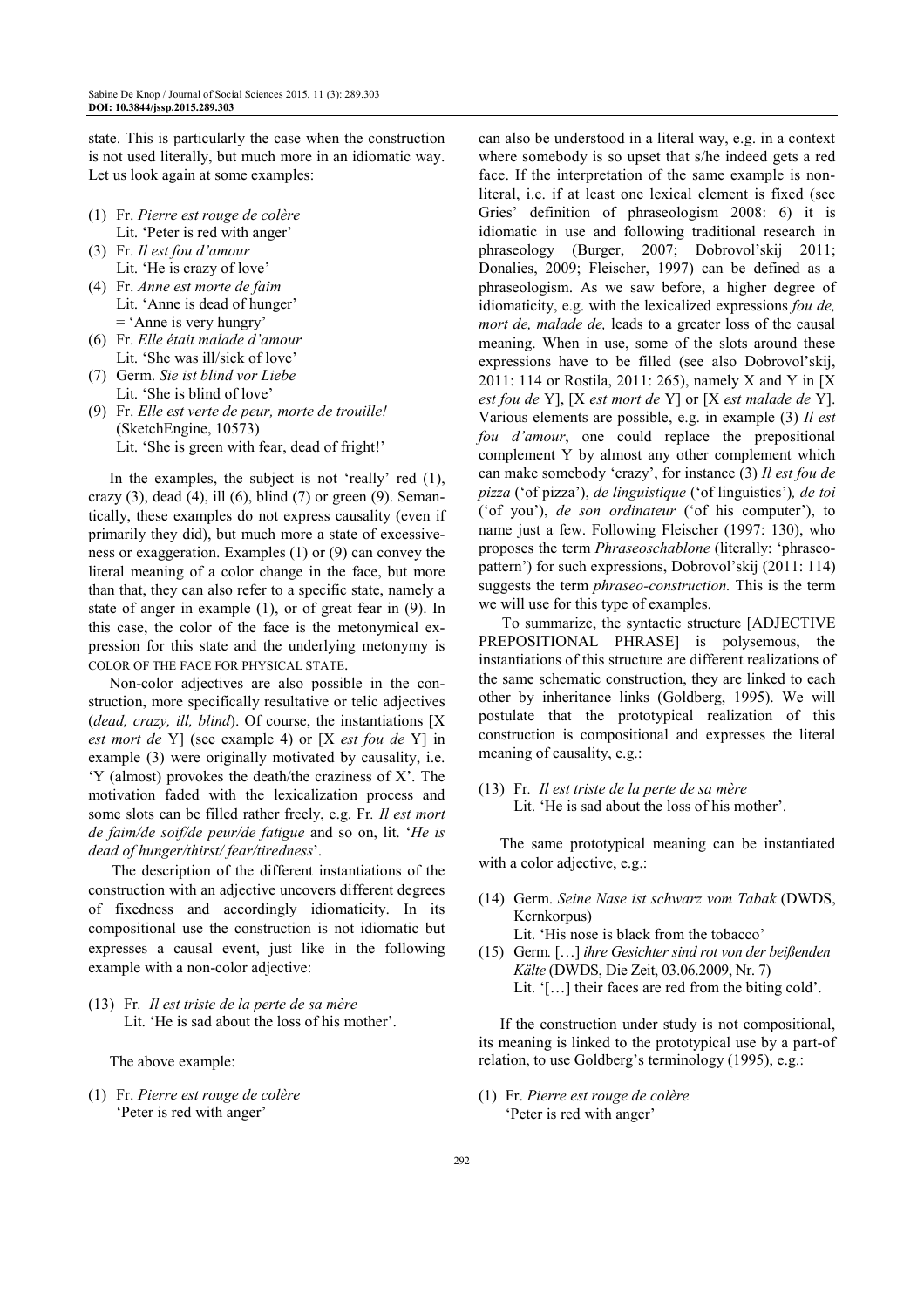state. This is particularly the case when the construction is not used literally, but much more in an idiomatic way. Let us look again at some examples:

(1) Fr. *Pierre est rouge de colère*
    Lit. 'Peter is red with anger'
(3) Fr. *Il est fou d'amour*
    Lit. 'He is crazy of love'
(4) Fr. *Anne est morte de faim*
    Lit. 'Anne is dead of hunger'
    = 'Anne is very hungry'
(6) Fr. *Elle était malade d'amour*
    Lit. 'She was ill/sick of love'
(7) Germ. *Sie ist blind vor Liebe*
    Lit. 'She is blind of love'
(9) Fr. *Elle est verte de peur, morte de trouille!* (SketchEngine, 10573)
    Lit. 'She is green with fear, dead of fright!'

In the examples, the subject is not 'really' red (1), crazy (3), dead (4), ill (6), blind (7) or green (9). Semantically, these examples do not express causality (even if primarily they did), but much more a state of excessiveness or exaggeration. Examples (1) or (9) can convey the literal meaning of a color change in the face, but more than that, they can also refer to a specific state, namely a state of anger in example (1), or of great fear in (9). In this case, the color of the face is the metonymical expression for this state and the underlying metonymy is COLOR OF THE FACE FOR PHYSICAL STATE.

Non-color adjectives are also possible in the construction, more specifically resultative or telic adjectives (*dead, crazy, ill, blind*). Of course, the instantiations [X *est mort de* Y] (see example 4) or [X *est fou de* Y] in example (3) were originally motivated by causality, i.e. 'Y (almost) provokes the death/the craziness of X'. The motivation faded with the lexicalization process and some slots can be filled rather freely, e.g. Fr. *Il est mort de faim/de soif/de peur/de fatigue* and so on, lit. '*He is dead of hunger/thirst/ fear/tiredness*'.

The description of the different instantiations of the construction with an adjective uncovers different degrees of fixedness and accordingly idiomaticity. In its compositional use the construction is not idiomatic but expresses a causal event, just like in the following example with a non-color adjective:

(13) Fr. *Il est triste de la perte de sa mère*
     Lit. 'He is sad about the loss of his mother'.

The above example:

(1) Fr. *Pierre est rouge de colère*
    'Peter is red with anger'

can also be understood in a literal way, e.g. in a context where somebody is so upset that s/he indeed gets a red face. If the interpretation of the same example is non-literal, i.e. if at least one lexical element is fixed (see Gries' definition of phraseologism 2008: 6) it is idiomatic in use and following traditional research in phraseology (Burger, 2007; Dobrovol'skij 2011; Donalies, 2009; Fleischer, 1997) can be defined as a phraseologism. As we saw before, a higher degree of idiomaticity, e.g. with the lexicalized expressions *fou de, mort de, malade de,* leads to a greater loss of the causal meaning. When in use, some of the slots around these expressions have to be filled (see also Dobrovol'skij, 2011: 114 or Rostila, 2011: 265), namely X and Y in [X *est fou de* Y], [X *est mort de* Y] or [X *est malade de* Y]. Various elements are possible, e.g. in example (3) *Il est fou d'amour*, one could replace the prepositional complement Y by almost any other complement which can make somebody 'crazy', for instance (3) *Il est fou de pizza* ('of pizza'), *de linguistique* ('of linguistics'), *de toi* ('of you'), *de son ordinateur* ('of his computer'), to name just a few. Following Fleischer (1997: 130), who proposes the term *Phraseoschablone* (literally: 'phraseo-pattern') for such expressions, Dobrovol'skij (2011: 114) suggests the term *phraseo-construction.* This is the term we will use for this type of examples.

To summarize, the syntactic structure [ADJECTIVE PREPOSITIONAL PHRASE] is polysemous, the instantiations of this structure are different realizations of the same schematic construction, they are linked to each other by inheritance links (Goldberg, 1995). We will postulate that the prototypical realization of this construction is compositional and expresses the literal meaning of causality, e.g.:

(13) Fr. *Il est triste de la perte de sa mère*
     Lit. 'He is sad about the loss of his mother'.

The same prototypical meaning can be instantiated with a color adjective, e.g.:

(14) Germ. *Seine Nase ist schwarz vom Tabak* (DWDS, Kernkorpus)
     Lit. 'His nose is black from the tobacco'
(15) Germ. […] *ihre Gesichter sind rot von der beißenden Kälte* (DWDS, Die Zeit, 03.06.2009, Nr. 7)
     Lit. '[…] their faces are red from the biting cold'.

If the construction under study is not compositional, its meaning is linked to the prototypical use by a part-of relation, to use Goldberg's terminology (1995), e.g.:

(1) Fr. *Pierre est rouge de colère*
    'Peter is red with anger'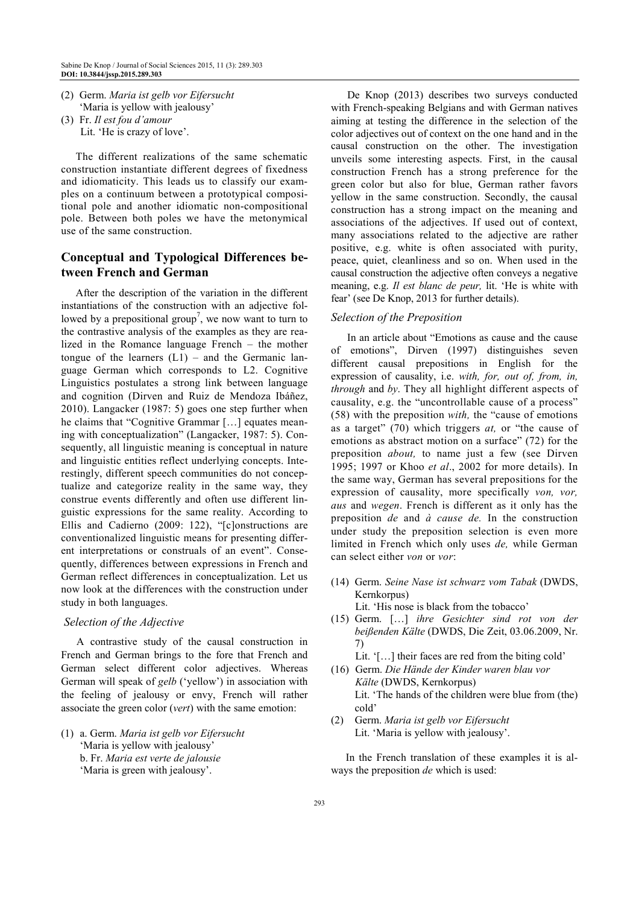(2) Germ. *Maria ist gelb vor Eifersucht*
'Maria is yellow with jealousy'

(3) Fr. *Il est fou d'amour*
Lit. 'He is crazy of love'.

The different realizations of the same schematic construction instantiate different degrees of fixedness and idiomaticity. This leads us to classify our examples on a continuum between a prototypical compositional pole and another idiomatic non-compositional pole. Between both poles we have the metonymical use of the same construction.

## Conceptual and Typological Differences between French and German

After the description of the variation in the different instantiations of the construction with an adjective followed by a prepositional group[7], we now want to turn to the contrastive analysis of the examples as they are realized in the Romance language French – the mother tongue of the learners (L1) – and the Germanic language German which corresponds to L2. Cognitive Linguistics postulates a strong link between language and cognition (Dirven and Ruiz de Mendoza Ibáñez, 2010). Langacker (1987: 5) goes one step further when he claims that "Cognitive Grammar […] equates meaning with conceptualization" (Langacker, 1987: 5). Consequently, all linguistic meaning is conceptual in nature and linguistic entities reflect underlying concepts. Interestingly, different speech communities do not conceptualize and categorize reality in the same way, they construe events differently and often use different linguistic expressions for the same reality. According to Ellis and Cadierno (2009: 122), "[c]onstructions are conventionalized linguistic means for presenting different interpretations or construals of an event". Consequently, differences between expressions in French and German reflect differences in conceptualization. Let us now look at the differences with the construction under study in both languages.

### Selection of the Adjective

A contrastive study of the causal construction in French and German brings to the fore that French and German select different color adjectives. Whereas German will speak of *gelb* ('yellow') in association with the feeling of jealousy or envy, French will rather associate the green color (*vert*) with the same emotion:

(1) a. Germ. *Maria ist gelb vor Eifersucht*
'Maria is yellow with jealousy'
b. Fr. *Maria est verte de jalousie*
'Maria is green with jealousy'.

De Knop (2013) describes two surveys conducted with French-speaking Belgians and with German natives aiming at testing the difference in the selection of the color adjectives out of context on the one hand and in the causal construction on the other. The investigation unveils some interesting aspects. First, in the causal construction French has a strong preference for the green color but also for blue, German rather favors yellow in the same construction. Secondly, the causal construction has a strong impact on the meaning and associations of the adjectives. If used out of context, many associations related to the adjective are rather positive, e.g. white is often associated with purity, peace, quiet, cleanliness and so on. When used in the causal construction the adjective often conveys a negative meaning, e.g. *Il est blanc de peur,* lit. 'He is white with fear' (see De Knop, 2013 for further details).

### Selection of the Preposition

In an article about "Emotions as cause and the cause of emotions", Dirven (1997) distinguishes seven different causal prepositions in English for the expression of causality, i.e. *with, for, out of, from, in, through* and *by*. They all highlight different aspects of causality, e.g. the "uncontrollable cause of a process" (58) with the preposition *with,* the "cause of emotions as a target" (70) which triggers *at,* or "the cause of emotions as abstract motion on a surface" (72) for the preposition *about,* to name just a few (see Dirven 1995; 1997 or Khoo *et al*., 2002 for more details). In the same way, German has several prepositions for the expression of causality, more specifically *von, vor, aus* and *wegen*. French is different as it only has the preposition *de* and *à cause de.* In the construction under study the preposition selection is even more limited in French which only uses *de,* while German can select either *von* or *vor*:

(14) Germ. *Seine Nase ist schwarz vom Tabak* (DWDS, Kernkorpus)
Lit. 'His nose is black from the tobacco'

(15) Germ. […] *ihre Gesichter sind rot von der beißenden Kälte* (DWDS, Die Zeit, 03.06.2009, Nr. 7)
Lit. '[…] their faces are red from the biting cold'

(16) Germ. *Die Hände der Kinder waren blau vor Kälte* (DWDS, Kernkorpus)
Lit. 'The hands of the children were blue from (the) cold'

(2) Germ. *Maria ist gelb vor Eifersucht*
Lit. 'Maria is yellow with jealousy'.

In the French translation of these examples it is always the preposition *de* which is used: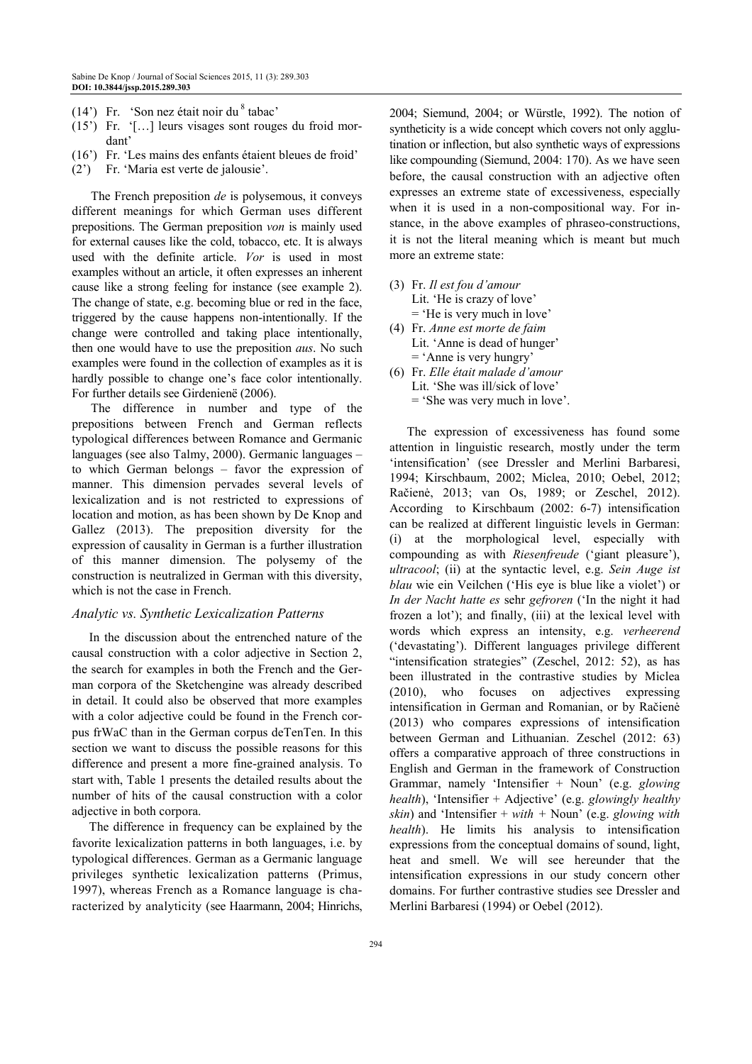(14') Fr. 'Son nez était noir du [8] tabac'

(15') Fr. '[…] leurs visages sont rouges du froid mordant'

(16') Fr. 'Les mains des enfants étaient bleues de froid'

(2') Fr. 'Maria est verte de jalousie'.

The French preposition *de* is polysemous, it conveys different meanings for which German uses different prepositions. The German preposition *von* is mainly used for external causes like the cold, tobacco, etc. It is always used with the definite article. *Vor* is used in most examples without an article, it often expresses an inherent cause like a strong feeling for instance (see example 2). The change of state, e.g. becoming blue or red in the face, triggered by the cause happens non-intentionally. If the change were controlled and taking place intentionally, then one would have to use the preposition *aus*. No such examples were found in the collection of examples as it is hardly possible to change one's face color intentionally. For further details see Girdenienë (2006).

The difference in number and type of the prepositions between French and German reflects typological differences between Romance and Germanic languages (see also Talmy, 2000). Germanic languages – to which German belongs – favor the expression of manner. This dimension pervades several levels of lexicalization and is not restricted to expressions of location and motion, as has been shown by De Knop and Gallez (2013). The preposition diversity for the expression of causality in German is a further illustration of this manner dimension. The polysemy of the construction is neutralized in German with this diversity, which is not the case in French.

### Analytic vs. Synthetic Lexicalization Patterns

In the discussion about the entrenched nature of the causal construction with a color adjective in Section 2, the search for examples in both the French and the German corpora of the Sketchengine was already described in detail. It could also be observed that more examples with a color adjective could be found in the French corpus frWaC than in the German corpus deTenTen. In this section we want to discuss the possible reasons for this difference and present a more fine-grained analysis. To start with, Table 1 presents the detailed results about the number of hits of the causal construction with a color adjective in both corpora.

The difference in frequency can be explained by the favorite lexicalization patterns in both languages, i.e. by typological differences. German as a Germanic language privileges synthetic lexicalization patterns (Primus, 1997), whereas French as a Romance language is characterized by analyticity (see Haarmann, 2004; Hinrichs, 2004; Siemund, 2004; or Würstle, 1992). The notion of syntheticity is a wide concept which covers not only agglutination or inflection, but also synthetic ways of expressions like compounding (Siemund, 2004: 170). As we have seen before, the causal construction with an adjective often expresses an extreme state of excessiveness, especially when it is used in a non-compositional way. For instance, in the above examples of phraseo-constructions, it is not the literal meaning which is meant but much more an extreme state:

(3) Fr. *Il est fou d'amour*
Lit. 'He is crazy of love'
= 'He is very much in love'

(4) Fr. *Anne est morte de faim*
Lit. 'Anne is dead of hunger'
= 'Anne is very hungry'

(6) Fr. *Elle était malade d'amour*
Lit. 'She was ill/sick of love'
= 'She was very much in love'.

The expression of excessiveness has found some attention in linguistic research, mostly under the term 'intensification' (see Dressler and Merlini Barbaresi, 1994; Kirschbaum, 2002; Miclea, 2010; Oebel, 2012; Račienė, 2013; van Os, 1989; or Zeschel, 2012). According to Kirschbaum (2002: 6-7) intensification can be realized at different linguistic levels in German: (i) at the morphological level, especially with compounding as with *Riesenfreude* ('giant pleasure'), *ultracool*; (ii) at the syntactic level, e.g. *Sein Auge ist blau* wie ein Veilchen ('His eye is blue like a violet') or *In der Nacht hatte es* sehr *gefroren* ('In the night it had frozen a lot'); and finally, (iii) at the lexical level with words which express an intensity, e.g. *verheerend* ('devastating'). Different languages privilege different "intensification strategies" (Zeschel, 2012: 52), as has been illustrated in the contrastive studies by Miclea (2010), who focuses on adjectives expressing intensification in German and Romanian, or by Račienė (2013) who compares expressions of intensification between German and Lithuanian. Zeschel (2012: 63) offers a comparative approach of three constructions in English and German in the framework of Construction Grammar, namely 'Intensifier + Noun' (e.g. *glowing health*), 'Intensifier + Adjective' (e.g. *glowingly healthy skin*) and 'Intensifier + *with* + Noun' (e.g. *glowing with health*). He limits his analysis to intensification expressions from the conceptual domains of sound, light, heat and smell. We will see hereunder that the intensification expressions in our study concern other domains. For further contrastive studies see Dressler and Merlini Barbaresi (1994) or Oebel (2012).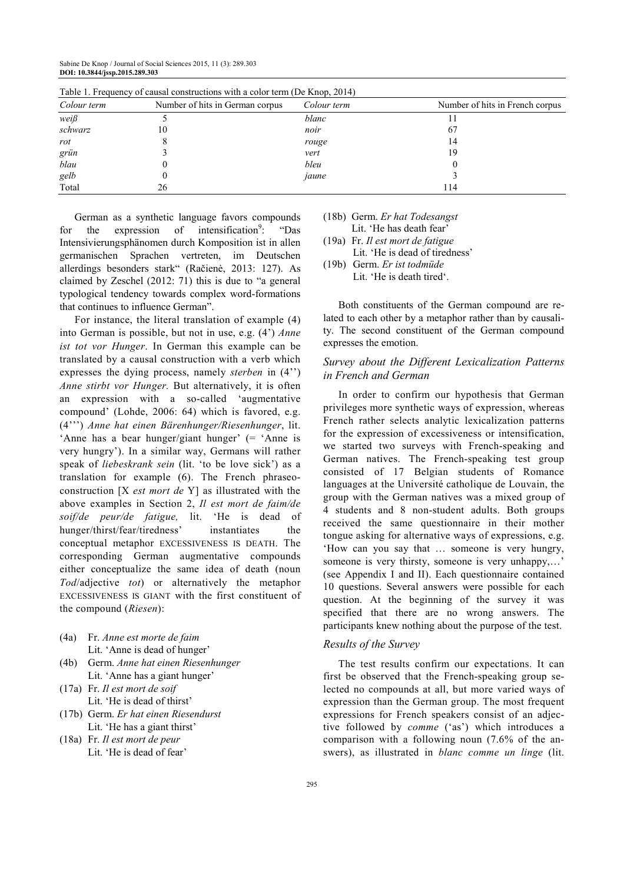Table 1. Frequency of causal constructions with a color term (De Knop, 2014)

| Colour term | Number of hits in German corpus | Colour term | Number of hits in French corpus |
|---|---|---|---|
| *weiß* | 5 | *blanc* | 11 |
| *schwarz* | 10 | *noir* | 67 |
| *rot* | 8 | *rouge* | 14 |
| *grün* | 3 | *vert* | 19 |
| *blau* | 0 | *bleu* | 0 |
| *gelb* | 0 | *jaune* | 3 |
| Total | 26 | | 114 |

German as a synthetic language favors compounds for the expression of intensification[9]: "Das Intensivierungsphänomen durch Komposition ist in allen germanischen Sprachen vertreten, im Deutschen allerdings besonders stark" (Račienė, 2013: 127). As claimed by Zeschel (2012: 71) this is due to "a general typological tendency towards complex word-formations that continues to influence German".

For instance, the literal translation of example (4) into German is possible, but not in use, e.g. (4') *Anne ist tot vor Hunger*. In German this example can be translated by a causal construction with a verb which expresses the dying process, namely *sterben* in (4'') *Anne stirbt vor Hunger.* But alternatively, it is often an expression with a so-called 'augmentative compound' (Lohde, 2006: 64) which is favored, e.g. (4''') *Anne hat einen Bärenhunger/Riesenhunger*, lit. 'Anne has a bear hunger/giant hunger' (= 'Anne is very hungry'). In a similar way, Germans will rather speak of *liebeskrank sein* (lit. 'to be love sick') as a translation for example (6). The French phraseo-construction [X *est mort de* Y] as illustrated with the above examples in Section 2, *Il est mort de faim/de soif/de peur/de fatigue,* lit. 'He is dead of hunger/thirst/fear/tiredness' instantiates the conceptual metaphor EXCESSIVENESS IS DEATH. The corresponding German augmentative compounds either conceptualize the same idea of death (noun *Tod*/adjective *tot*) or alternatively the metaphor EXCESSIVENESS IS GIANT with the first constituent of the compound (*Riesen*):

(4a) Fr. *Anne est morte de faim*
Lit. 'Anne is dead of hunger'

(4b) Germ. *Anne hat einen Riesenhunger*
Lit. 'Anne has a giant hunger'

(17a) Fr. *Il est mort de soif*
Lit. 'He is dead of thirst'

(17b) Germ. *Er hat einen Riesendurst*
Lit. 'He has a giant thirst'

(18a) Fr. *Il est mort de peur*
Lit. 'He is dead of fear'

(18b) Germ. *Er hat Todesangst*
Lit. 'He has death fear'

(19a) Fr. *Il est mort de fatigue*
Lit. 'He is dead of tiredness'

(19b) Germ. *Er ist todmüde*
Lit. 'He is death tired'.

Both constituents of the German compound are related to each other by a metaphor rather than by causality. The second constituent of the German compound expresses the emotion.

### Survey about the Different Lexicalization Patterns in French and German

In order to confirm our hypothesis that German privileges more synthetic ways of expression, whereas French rather selects analytic lexicalization patterns for the expression of excessiveness or intensification, we started two surveys with French-speaking and German natives. The French-speaking test group consisted of 17 Belgian students of Romance languages at the Université catholique de Louvain, the group with the German natives was a mixed group of 4 students and 8 non-student adults. Both groups received the same questionnaire in their mother tongue asking for alternative ways of expressions, e.g. 'How can you say that … someone is very hungry, someone is very thirsty, someone is very unhappy,…' (see Appendix I and II). Each questionnaire contained 10 questions. Several answers were possible for each question. At the beginning of the survey it was specified that there are no wrong answers. The participants knew nothing about the purpose of the test.

### Results of the Survey

The test results confirm our expectations. It can first be observed that the French-speaking group selected no compounds at all, but more varied ways of expression than the German group. The most frequent expressions for French speakers consist of an adjective followed by *comme* ('as') which introduces a comparison with a following noun (7.6% of the answers), as illustrated in *blanc comme un linge* (lit.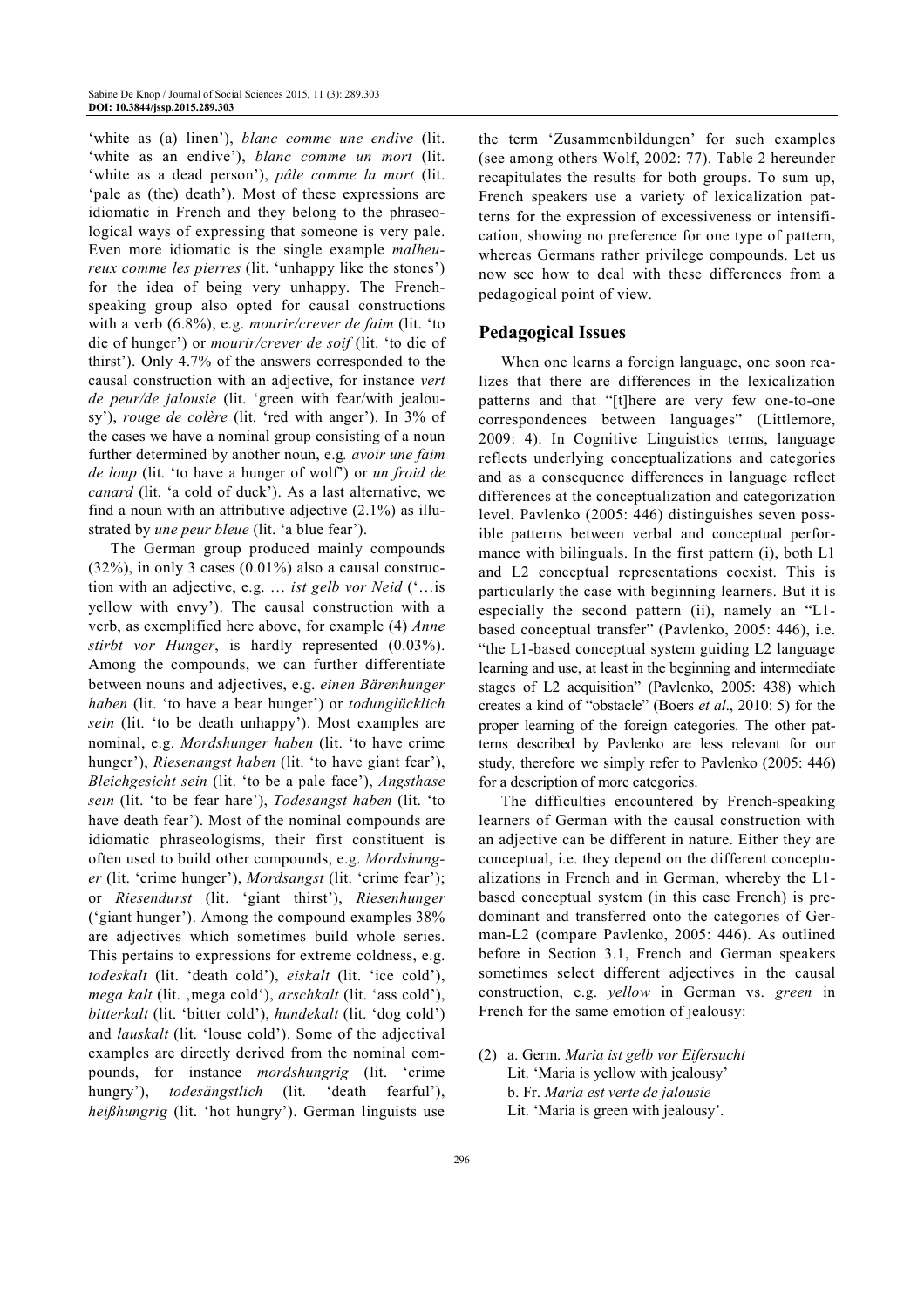'white as (a) linen'), *blanc comme une endive* (lit. 'white as an endive'), *blanc comme un mort* (lit. 'white as a dead person'), *pâle comme la mort* (lit. 'pale as (the) death'). Most of these expressions are idiomatic in French and they belong to the phraseological ways of expressing that someone is very pale. Even more idiomatic is the single example *malheureux comme les pierres* (lit. 'unhappy like the stones') for the idea of being very unhappy. The French-speaking group also opted for causal constructions with a verb (6.8%), e.g. *mourir/crever de faim* (lit. 'to die of hunger') or *mourir/crever de soif* (lit. 'to die of thirst'). Only 4.7% of the answers corresponded to the causal construction with an adjective, for instance *vert de peur/de jalousie* (lit. 'green with fear/with jealousy'), *rouge de colère* (lit. 'red with anger'). In 3% of the cases we have a nominal group consisting of a noun further determined by another noun, e.g. *avoir une faim de loup* (lit. 'to have a hunger of wolf') or *un froid de canard* (lit. 'a cold of duck'). As a last alternative, we find a noun with an attributive adjective (2.1%) as illustrated by *une peur bleue* (lit. 'a blue fear').

The German group produced mainly compounds (32%), in only 3 cases (0.01%) also a causal construction with an adjective, e.g. … *ist gelb vor Neid* ('…is yellow with envy'). The causal construction with a verb, as exemplified here above, for example (4) *Anne stirbt vor Hunger*, is hardly represented (0.03%). Among the compounds, we can further differentiate between nouns and adjectives, e.g. *einen Bärenhunger haben* (lit. 'to have a bear hunger') or *todunglücklich sein* (lit. 'to be death unhappy'). Most examples are nominal, e.g. *Mordshunger haben* (lit. 'to have crime hunger'), *Riesenangst haben* (lit. 'to have giant fear'), *Bleichgesicht sein* (lit. 'to be a pale face'), *Angsthase sein* (lit. 'to be fear hare'), *Todesangst haben* (lit. 'to have death fear'). Most of the nominal compounds are idiomatic phraseologisms, their first constituent is often used to build other compounds, e.g. *Mordshunger* (lit. 'crime hunger'), *Mordsangst* (lit. 'crime fear'); or *Riesendurst* (lit. 'giant thirst'), *Riesenhunger* ('giant hunger'). Among the compound examples 38% are adjectives which sometimes build whole series. This pertains to expressions for extreme coldness, e.g. *todeskalt* (lit. 'death cold'), *eiskalt* (lit. 'ice cold'), *mega kalt* (lit. ‚mega cold'), *arschkalt* (lit. 'ass cold'), *bitterkalt* (lit. 'bitter cold'), *hundekalt* (lit. 'dog cold') and *lauskalt* (lit. 'louse cold'). Some of the adjectival examples are directly derived from the nominal compounds, for instance *mordshungrig* (lit. 'crime hungry'), *todesängstlich* (lit. 'death fearful'), *heißhungrig* (lit. 'hot hungry'). German linguists use the term 'Zusammenbildungen' for such examples (see among others Wolf, 2002: 77). Table 2 hereunder recapitulates the results for both groups. To sum up, French speakers use a variety of lexicalization patterns for the expression of excessiveness or intensification, showing no preference for one type of pattern, whereas Germans rather privilege compounds. Let us now see how to deal with these differences from a pedagogical point of view.

## Pedagogical Issues

When one learns a foreign language, one soon realizes that there are differences in the lexicalization patterns and that "[t]here are very few one-to-one correspondences between languages" (Littlemore, 2009: 4). In Cognitive Linguistics terms, language reflects underlying conceptualizations and categories and as a consequence differences in language reflect differences at the conceptualization and categorization level. Pavlenko (2005: 446) distinguishes seven possible patterns between verbal and conceptual performance with bilinguals. In the first pattern (i), both L1 and L2 conceptual representations coexist. This is particularly the case with beginning learners. But it is especially the second pattern (ii), namely an "L1-based conceptual transfer" (Pavlenko, 2005: 446), i.e. "the L1-based conceptual system guiding L2 language learning and use, at least in the beginning and intermediate stages of L2 acquisition" (Pavlenko, 2005: 438) which creates a kind of "obstacle" (Boers *et al*., 2010: 5) for the proper learning of the foreign categories. The other patterns described by Pavlenko are less relevant for our study, therefore we simply refer to Pavlenko (2005: 446) for a description of more categories.

The difficulties encountered by French-speaking learners of German with the causal construction with an adjective can be different in nature. Either they are conceptual, i.e. they depend on the different conceptualizations in French and in German, whereby the L1-based conceptual system (in this case French) is predominant and transferred onto the categories of German-L2 (compare Pavlenko, 2005: 446). As outlined before in Section 3.1, French and German speakers sometimes select different adjectives in the causal construction, e.g. *yellow* in German vs. *green* in French for the same emotion of jealousy:

(2) a. Germ. *Maria ist gelb vor Eifersucht*
Lit. 'Maria is yellow with jealousy'
b. Fr. *Maria est verte de jalousie*
Lit. 'Maria is green with jealousy'.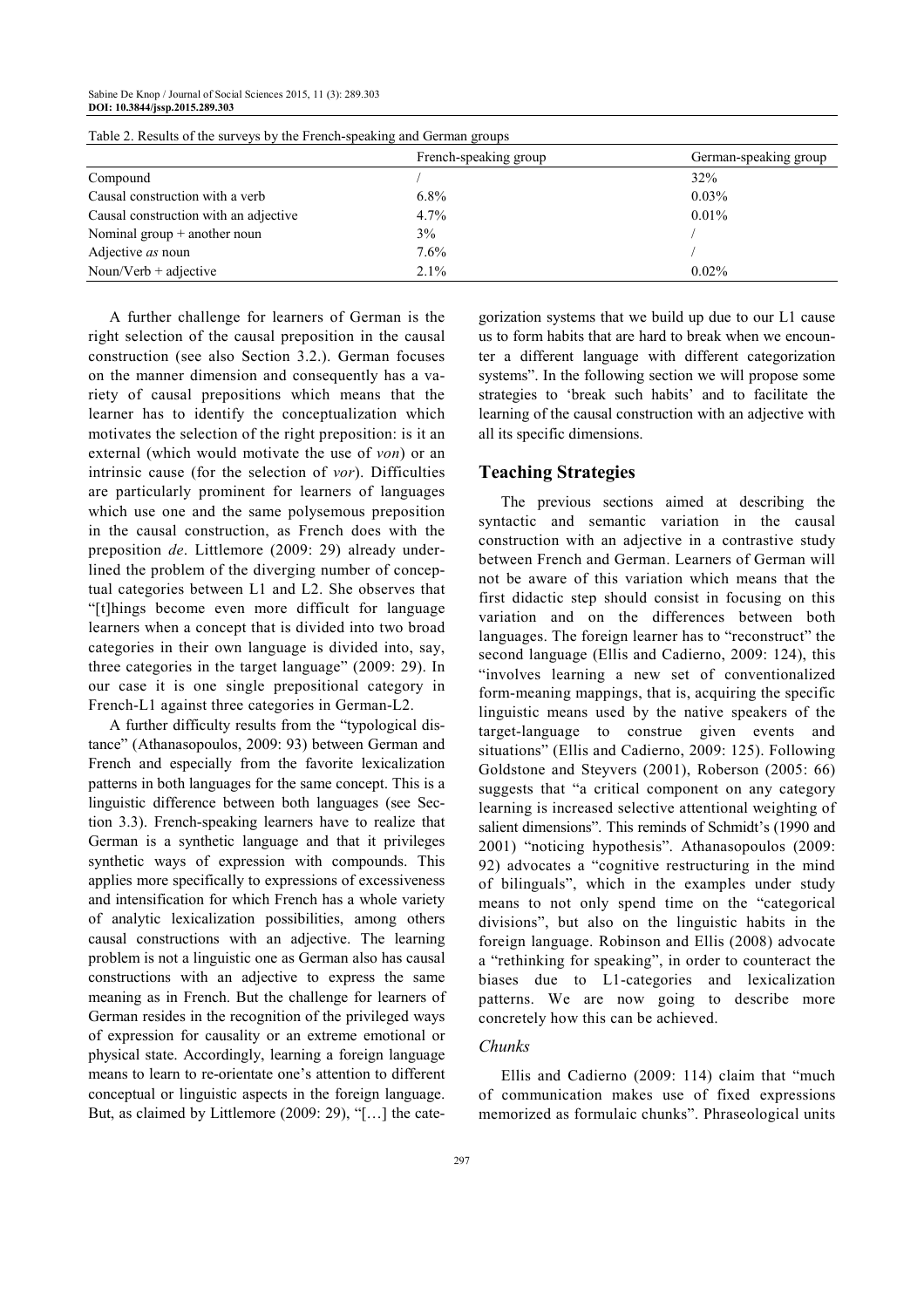Table 2. Results of the surveys by the French-speaking and German groups

| | French-speaking group | German-speaking group |
|---|---|---|
| Compound | / | 32% |
| Causal construction with a verb | 6.8% | 0.03% |
| Causal construction with an adjective | 4.7% | 0.01% |
| Nominal group + another noun | 3% | / |
| Adjective *as* noun | 7.6% | / |
| Noun/Verb + adjective | 2.1% | 0.02% |

A further challenge for learners of German is the right selection of the causal preposition in the causal construction (see also Section 3.2.). German focuses on the manner dimension and consequently has a variety of causal prepositions which means that the learner has to identify the conceptualization which motivates the selection of the right preposition: is it an external (which would motivate the use of *von*) or an intrinsic cause (for the selection of *vor*). Difficulties are particularly prominent for learners of languages which use one and the same polysemous preposition in the causal construction, as French does with the preposition *de*. Littlemore (2009: 29) already underlined the problem of the diverging number of conceptual categories between L1 and L2. She observes that "[t]hings become even more difficult for language learners when a concept that is divided into two broad categories in their own language is divided into, say, three categories in the target language" (2009: 29). In our case it is one single prepositional category in French-L1 against three categories in German-L2.

A further difficulty results from the "typological distance" (Athanasopoulos, 2009: 93) between German and French and especially from the favorite lexicalization patterns in both languages for the same concept. This is a linguistic difference between both languages (see Section 3.3). French-speaking learners have to realize that German is a synthetic language and that it privileges synthetic ways of expression with compounds. This applies more specifically to expressions of excessiveness and intensification for which French has a whole variety of analytic lexicalization possibilities, among others causal constructions with an adjective. The learning problem is not a linguistic one as German also has causal constructions with an adjective to express the same meaning as in French. But the challenge for learners of German resides in the recognition of the privileged ways of expression for causality or an extreme emotional or physical state. Accordingly, learning a foreign language means to learn to re-orientate one's attention to different conceptual or linguistic aspects in the foreign language. But, as claimed by Littlemore (2009: 29), "[…] the categorization systems that we build up due to our L1 cause us to form habits that are hard to break when we encounter a different language with different categorization systems". In the following section we will propose some strategies to 'break such habits' and to facilitate the learning of the causal construction with an adjective with all its specific dimensions.

## Teaching Strategies

The previous sections aimed at describing the syntactic and semantic variation in the causal construction with an adjective in a contrastive study between French and German. Learners of German will not be aware of this variation which means that the first didactic step should consist in focusing on this variation and on the differences between both languages. The foreign learner has to "reconstruct" the second language (Ellis and Cadierno, 2009: 124), this "involves learning a new set of conventionalized form-meaning mappings, that is, acquiring the specific linguistic means used by the native speakers of the target-language to construe given events and situations" (Ellis and Cadierno, 2009: 125). Following Goldstone and Steyvers (2001), Roberson (2005: 66) suggests that "a critical component on any category learning is increased selective attentional weighting of salient dimensions". This reminds of Schmidt's (1990 and 2001) "noticing hypothesis". Athanasopoulos (2009: 92) advocates a "cognitive restructuring in the mind of bilinguals", which in the examples under study means to not only spend time on the "categorical divisions", but also on the linguistic habits in the foreign language. Robinson and Ellis (2008) advocate a "rethinking for speaking", in order to counteract the biases due to L1-categories and lexicalization patterns. We are now going to describe more concretely how this can be achieved.

### *Chunks*

Ellis and Cadierno (2009: 114) claim that "much of communication makes use of fixed expressions memorized as formulaic chunks". Phraseological units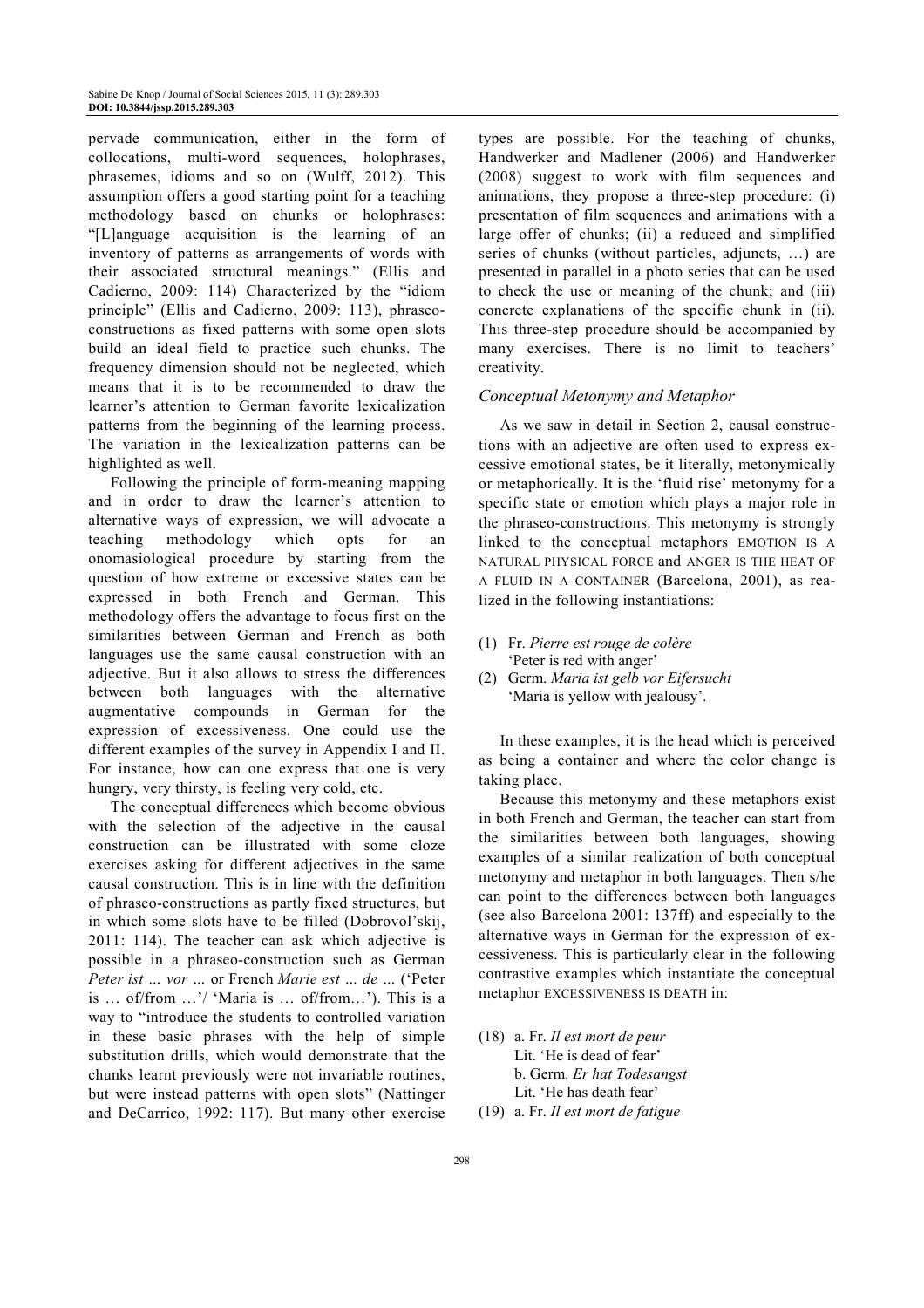pervade communication, either in the form of collocations, multi-word sequences, holophrases, phrasemes, idioms and so on (Wulff, 2012). This assumption offers a good starting point for a teaching methodology based on chunks or holophrases: "[L]anguage acquisition is the learning of an inventory of patterns as arrangements of words with their associated structural meanings." (Ellis and Cadierno, 2009: 114) Characterized by the "idiom principle" (Ellis and Cadierno, 2009: 113), phraseo-constructions as fixed patterns with some open slots build an ideal field to practice such chunks. The frequency dimension should not be neglected, which means that it is to be recommended to draw the learner's attention to German favorite lexicalization patterns from the beginning of the learning process. The variation in the lexicalization patterns can be highlighted as well.

Following the principle of form-meaning mapping and in order to draw the learner's attention to alternative ways of expression, we will advocate a teaching methodology which opts for an onomasiological procedure by starting from the question of how extreme or excessive states can be expressed in both French and German. This methodology offers the advantage to focus first on the similarities between German and French as both languages use the same causal construction with an adjective. But it also allows to stress the differences between both languages with the alternative augmentative compounds in German for the expression of excessiveness. One could use the different examples of the survey in Appendix I and II. For instance, how can one express that one is very hungry, very thirsty, is feeling very cold, etc.

The conceptual differences which become obvious with the selection of the adjective in the causal construction can be illustrated with some cloze exercises asking for different adjectives in the same causal construction. This is in line with the definition of phraseo-constructions as partly fixed structures, but in which some slots have to be filled (Dobrovol'skij, 2011: 114). The teacher can ask which adjective is possible in a phraseo-construction such as German *Peter ist … vor …* or French *Marie est … de …* ('Peter is … of/from …'/ 'Maria is … of/from…'). This is a way to "introduce the students to controlled variation in these basic phrases with the help of simple substitution drills, which would demonstrate that the chunks learnt previously were not invariable routines, but were instead patterns with open slots" (Nattinger and DeCarrico, 1992: 117). But many other exercise types are possible. For the teaching of chunks, Handwerker and Madlener (2006) and Handwerker (2008) suggest to work with film sequences and animations, they propose a three-step procedure: (i) presentation of film sequences and animations with a large offer of chunks; (ii) a reduced and simplified series of chunks (without particles, adjuncts, …) are presented in parallel in a photo series that can be used to check the use or meaning of the chunk; and (iii) concrete explanations of the specific chunk in (ii). This three-step procedure should be accompanied by many exercises. There is no limit to teachers' creativity.

### Conceptual Metonymy and Metaphor

As we saw in detail in Section 2, causal constructions with an adjective are often used to express excessive emotional states, be it literally, metonymically or metaphorically. It is the 'fluid rise' metonymy for a specific state or emotion which plays a major role in the phraseo-constructions. This metonymy is strongly linked to the conceptual metaphors EMOTION IS A NATURAL PHYSICAL FORCE and ANGER IS THE HEAT OF A FLUID IN A CONTAINER (Barcelona, 2001), as realized in the following instantiations:

(1) Fr. *Pierre est rouge de colère*
 'Peter is red with anger'
(2) Germ. *Maria ist gelb vor Eifersucht*
 'Maria is yellow with jealousy'.

In these examples, it is the head which is perceived as being a container and where the color change is taking place.

Because this metonymy and these metaphors exist in both French and German, the teacher can start from the similarities between both languages, showing examples of a similar realization of both conceptual metonymy and metaphor in both languages. Then s/he can point to the differences between both languages (see also Barcelona 2001: 137ff) and especially to the alternative ways in German for the expression of excessiveness. This is particularly clear in the following contrastive examples which instantiate the conceptual metaphor EXCESSIVENESS IS DEATH in:

(18) a. Fr. *Il est mort de peur*
 Lit. 'He is dead of fear'
 b. Germ. *Er hat Todesangst*
 Lit. 'He has death fear'
(19) a. Fr. *Il est mort de fatigue*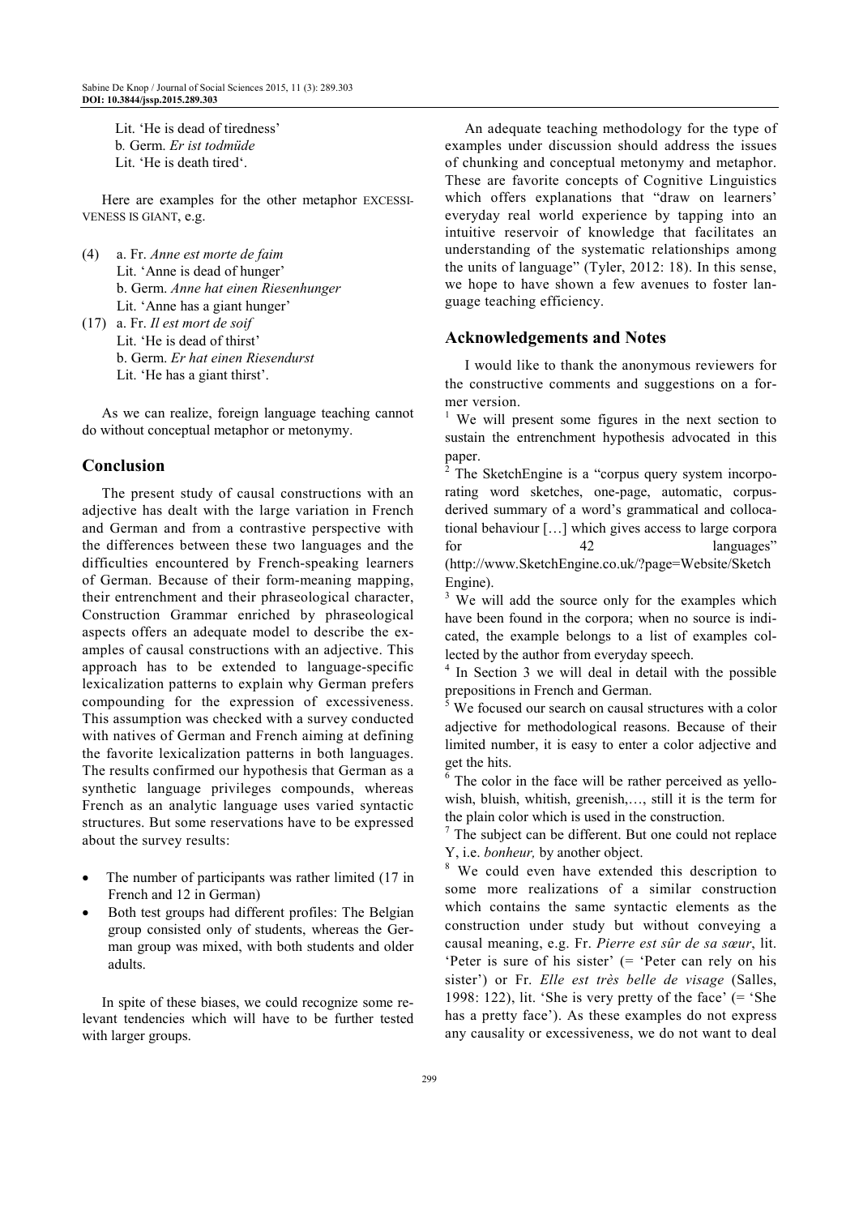Lit. 'He is dead of tiredness'
b. Germ. *Er ist todmüde*
Lit. 'He is death tired'.

Here are examples for the other metaphor EXCESSIVENESS IS GIANT, e.g.

(4) a. Fr. *Anne est morte de faim*
Lit. 'Anne is dead of hunger'
b. Germ. *Anne hat einen Riesenhunger*
Lit. 'Anne has a giant hunger'

(17) a. Fr. *Il est mort de soif*
Lit. 'He is dead of thirst'
b. Germ. *Er hat einen Riesendurst*
Lit. 'He has a giant thirst'.

As we can realize, foreign language teaching cannot do without conceptual metaphor or metonymy.

## Conclusion

The present study of causal constructions with an adjective has dealt with the large variation in French and German and from a contrastive perspective with the differences between these two languages and the difficulties encountered by French-speaking learners of German. Because of their form-meaning mapping, their entrenchment and their phraseological character, Construction Grammar enriched by phraseological aspects offers an adequate model to describe the examples of causal constructions with an adjective. This approach has to be extended to language-specific lexicalization patterns to explain why German prefers compounding for the expression of excessiveness. This assumption was checked with a survey conducted with natives of German and French aiming at defining the favorite lexicalization patterns in both languages. The results confirmed our hypothesis that German as a synthetic language privileges compounds, whereas French as an analytic language uses varied syntactic structures. But some reservations have to be expressed about the survey results:

- The number of participants was rather limited (17 in French and 12 in German)
- Both test groups had different profiles: The Belgian group consisted only of students, whereas the German group was mixed, with both students and older adults.

In spite of these biases, we could recognize some relevant tendencies which will have to be further tested with larger groups.

An adequate teaching methodology for the type of examples under discussion should address the issues of chunking and conceptual metonymy and metaphor. These are favorite concepts of Cognitive Linguistics which offers explanations that "draw on learners' everyday real world experience by tapping into an intuitive reservoir of knowledge that facilitates an understanding of the systematic relationships among the units of language" (Tyler, 2012: 18). In this sense, we hope to have shown a few avenues to foster language teaching efficiency.

## Acknowledgements and Notes

I would like to thank the anonymous reviewers for the constructive comments and suggestions on a former version.

[1] We will present some figures in the next section to sustain the entrenchment hypothesis advocated in this paper.

[2] The SketchEngine is a "corpus query system incorporating word sketches, one-page, automatic, corpus-derived summary of a word's grammatical and collocational behaviour […] which gives access to large corpora for 42 languages" (http://www.SketchEngine.co.uk/?page=Website/SketchEngine).

[3] We will add the source only for the examples which have been found in the corpora; when no source is indicated, the example belongs to a list of examples collected by the author from everyday speech.

[4] In Section 3 we will deal in detail with the possible prepositions in French and German.

[5] We focused our search on causal structures with a color adjective for methodological reasons. Because of their limited number, it is easy to enter a color adjective and get the hits.

[6] The color in the face will be rather perceived as yellowish, bluish, whitish, greenish,…, still it is the term for the plain color which is used in the construction.

[7] The subject can be different. But one could not replace Y, i.e. *bonheur,* by another object.

[8] We could even have extended this description to some more realizations of a similar construction which contains the same syntactic elements as the construction under study but without conveying a causal meaning, e.g. Fr. *Pierre est sûr de sa sœur*, lit. 'Peter is sure of his sister' (= 'Peter can rely on his sister') or Fr. *Elle est très belle de visage* (Salles, 1998: 122), lit. 'She is very pretty of the face' (= 'She has a pretty face'). As these examples do not express any causality or excessiveness, we do not want to deal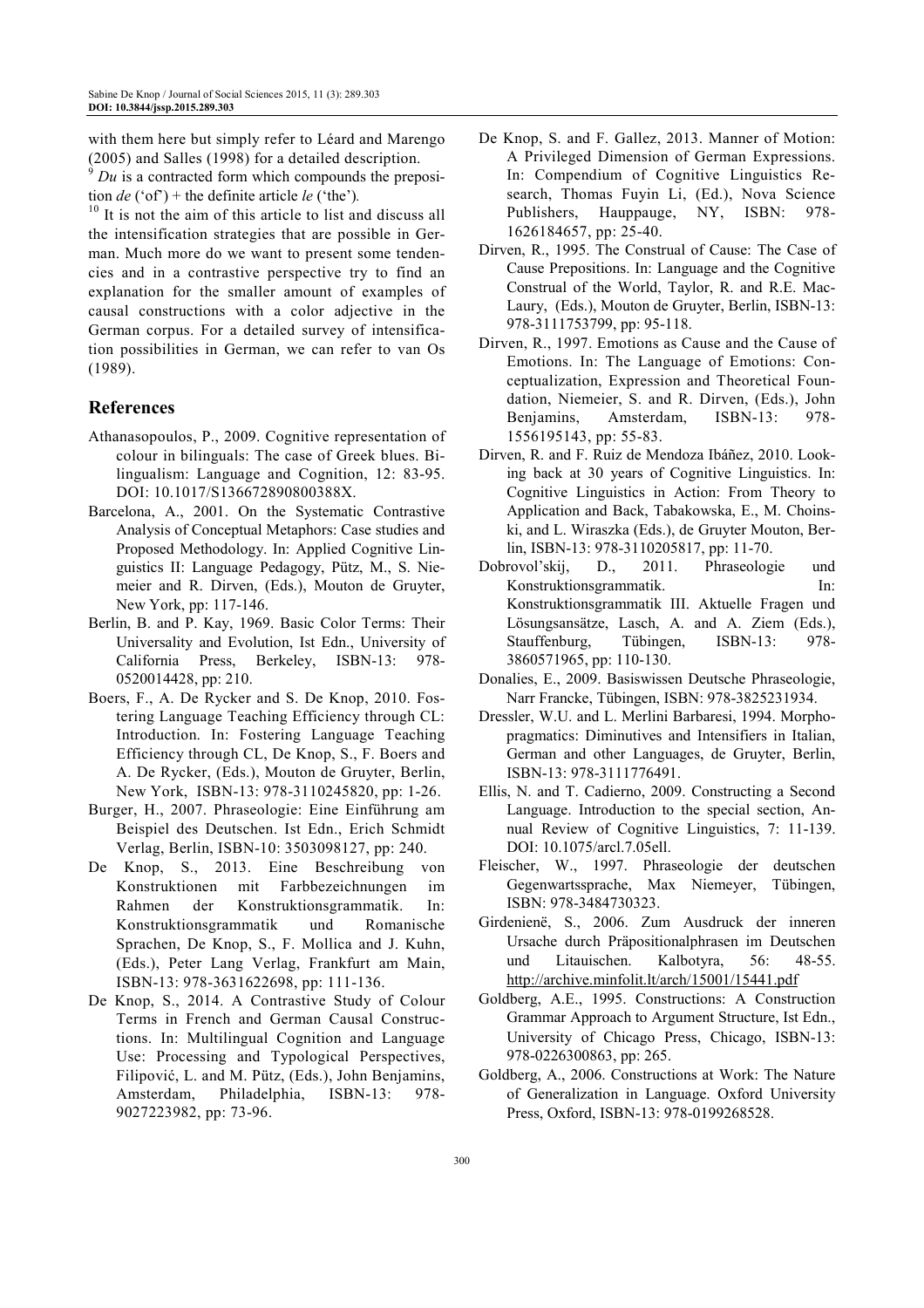with them here but simply refer to Léard and Marengo (2005) and Salles (1998) for a detailed description.

[9] *Du* is a contracted form which compounds the preposition *de* ('of') + the definite article *le* ('the').

[10] It is not the aim of this article to list and discuss all the intensification strategies that are possible in German. Much more do we want to present some tendencies and in a contrastive perspective try to find an explanation for the smaller amount of examples of causal constructions with a color adjective in the German corpus. For a detailed survey of intensification possibilities in German, we can refer to van Os (1989).

## References

Athanasopoulos, P., 2009. Cognitive representation of colour in bilinguals: The case of Greek blues. Bilingualism: Language and Cognition, 12: 83-95. DOI: 10.1017/S136672890800388X.

Barcelona, A., 2001. On the Systematic Contrastive Analysis of Conceptual Metaphors: Case studies and Proposed Methodology. In: Applied Cognitive Linguistics II: Language Pedagogy, Pütz, M., S. Niemeier and R. Dirven, (Eds.), Mouton de Gruyter, New York, pp: 117-146.

Berlin, B. and P. Kay, 1969. Basic Color Terms: Their Universality and Evolution, Ist Edn., University of California Press, Berkeley, ISBN-13: 978-0520014428, pp: 210.

Boers, F., A. De Rycker and S. De Knop, 2010. Fostering Language Teaching Efficiency through CL: Introduction. In: Fostering Language Teaching Efficiency through CL, De Knop, S., F. Boers and A. De Rycker, (Eds.), Mouton de Gruyter, Berlin, New York, ISBN-13: 978-3110245820, pp: 1-26.

Burger, H., 2007. Phraseologie: Eine Einführung am Beispiel des Deutschen. Ist Edn., Erich Schmidt Verlag, Berlin, ISBN-10: 3503098127, pp: 240.

De Knop, S., 2013. Eine Beschreibung von Konstruktionen mit Farbbezeichnungen im Rahmen der Konstruktionsgrammatik. In: Konstruktionsgrammatik und Romanische Sprachen, De Knop, S., F. Mollica and J. Kuhn, (Eds.), Peter Lang Verlag, Frankfurt am Main, ISBN-13: 978-3631622698, pp: 111-136.

De Knop, S., 2014. A Contrastive Study of Colour Terms in French and German Causal Constructions. In: Multilingual Cognition and Language Use: Processing and Typological Perspectives, Filipović, L. and M. Pütz, (Eds.), John Benjamins, Amsterdam, Philadelphia, ISBN-13: 978-9027223982, pp: 73-96.

De Knop, S. and F. Gallez, 2013. Manner of Motion: A Privileged Dimension of German Expressions. In: Compendium of Cognitive Linguistics Research, Thomas Fuyin Li, (Ed.), Nova Science Publishers, Hauppauge, NY, ISBN: 978-1626184657, pp: 25-40.

Dirven, R., 1995. The Construal of Cause: The Case of Cause Prepositions. In: Language and the Cognitive Construal of the World, Taylor, R. and R.E. MacLaury, (Eds.), Mouton de Gruyter, Berlin, ISBN-13: 978-3111753799, pp: 95-118.

Dirven, R., 1997. Emotions as Cause and the Cause of Emotions. In: The Language of Emotions: Conceptualization, Expression and Theoretical Foundation, Niemeier, S. and R. Dirven, (Eds.), John Benjamins, Amsterdam, ISBN-13: 978-1556195143, pp: 55-83.

Dirven, R. and F. Ruiz de Mendoza Ibáñez, 2010. Looking back at 30 years of Cognitive Linguistics. In: Cognitive Linguistics in Action: From Theory to Application and Back, Tabakowska, E., M. Choinski, and L. Wiraszka (Eds.), de Gruyter Mouton, Berlin, ISBN-13: 978-3110205817, pp: 11-70.

Dobrovol'skij, D., 2011. Phraseologie und Konstruktionsgrammatik. In: Konstruktionsgrammatik III. Aktuelle Fragen und Lösungsansätze, Lasch, A. and A. Ziem (Eds.), Stauffenburg, Tübingen, ISBN-13: 978-3860571965, pp: 110-130.

Donalies, E., 2009. Basiswissen Deutsche Phraseologie, Narr Francke, Tübingen, ISBN: 978-3825231934.

Dressler, W.U. and L. Merlini Barbaresi, 1994. Morphopragmatics: Diminutives and Intensifiers in Italian, German and other Languages, de Gruyter, Berlin, ISBN-13: 978-3111776491.

Ellis, N. and T. Cadierno, 2009. Constructing a Second Language. Introduction to the special section, Annual Review of Cognitive Linguistics, 7: 11-139. DOI: 10.1075/arcl.7.05ell.

Fleischer, W., 1997. Phraseologie der deutschen Gegenwartssprache, Max Niemeyer, Tübingen, ISBN: 978-3484730323.

Girdenienë, S., 2006. Zum Ausdruck der inneren Ursache durch Präpositionalphrasen im Deutschen und Litauischen. Kalbotyra, 56: 48-55. http://archive.minfolit.lt/arch/15001/15441.pdf

Goldberg, A.E., 1995. Constructions: A Construction Grammar Approach to Argument Structure, Ist Edn., University of Chicago Press, Chicago, ISBN-13: 978-0226300863, pp: 265.

Goldberg, A., 2006. Constructions at Work: The Nature of Generalization in Language. Oxford University Press, Oxford, ISBN-13: 978-0199268528.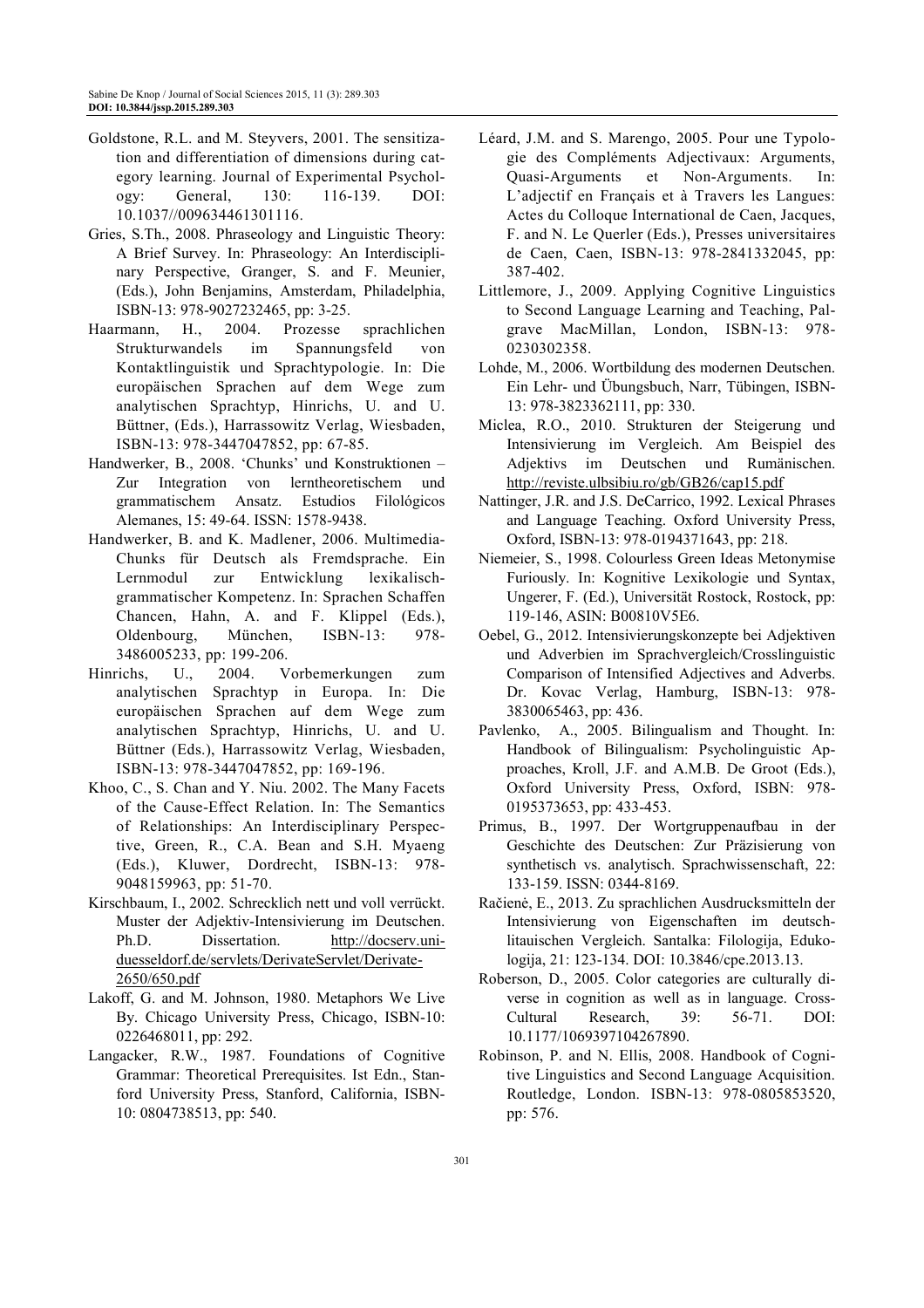Goldstone, R.L. and M. Steyvers, 2001. The sensitization and differentiation of dimensions during category learning. Journal of Experimental Psychology: General, 130: 116-139. DOI: 10.1037//009634461301116.

Gries, S.Th., 2008. Phraseology and Linguistic Theory: A Brief Survey. In: Phraseology: An Interdisciplinary Perspective, Granger, S. and F. Meunier, (Eds.), John Benjamins, Amsterdam, Philadelphia, ISBN-13: 978-9027232465, pp: 3-25.

Haarmann, H., 2004. Prozesse sprachlichen Strukturwandels im Spannungsfeld von Kontaktlinguistik und Sprachtypologie. In: Die europäischen Sprachen auf dem Wege zum analytischen Sprachtyp, Hinrichs, U. and U. Büttner, (Eds.), Harrassowitz Verlag, Wiesbaden, ISBN-13: 978-3447047852, pp: 67-85.

Handwerker, B., 2008. 'Chunks' und Konstruktionen – Zur Integration von lerntheoretischem und grammatischem Ansatz. Estudios Filológicos Alemanes, 15: 49-64. ISSN: 1578-9438.

Handwerker, B. and K. Madlener, 2006. Multimedia-Chunks für Deutsch als Fremdsprache. Ein Lernmodul zur Entwicklung lexikalisch-grammatischer Kompetenz. In: Sprachen Schaffen Chancen, Hahn, A. and F. Klippel (Eds.), Oldenbourg, München, ISBN-13: 978-3486005233, pp: 199-206.

Hinrichs, U., 2004. Vorbemerkungen zum analytischen Sprachtyp in Europa. In: Die europäischen Sprachen auf dem Wege zum analytischen Sprachtyp, Hinrichs, U. and U. Büttner (Eds.), Harrassowitz Verlag, Wiesbaden, ISBN-13: 978-3447047852, pp: 169-196.

Khoo, C., S. Chan and Y. Niu. 2002. The Many Facets of the Cause-Effect Relation. In: The Semantics of Relationships: An Interdisciplinary Perspective, Green, R., C.A. Bean and S.H. Myaeng (Eds.), Kluwer, Dordrecht, ISBN-13: 978-9048159963, pp: 51-70.

Kirschbaum, I., 2002. Schrecklich nett und voll verrückt. Muster der Adjektiv-Intensivierung im Deutschen. Ph.D. Dissertation. http://docserv.uni-duesseldorf.de/servlets/DerivateServlet/Derivate-2650/650.pdf

Lakoff, G. and M. Johnson, 1980. Metaphors We Live By. Chicago University Press, Chicago, ISBN-10: 0226468011, pp: 292.

Langacker, R.W., 1987. Foundations of Cognitive Grammar: Theoretical Prerequisites. Ist Edn., Stanford University Press, Stanford, California, ISBN-10: 0804738513, pp: 540.

Léard, J.M. and S. Marengo, 2005. Pour une Typologie des Compléments Adjectivaux: Arguments, Quasi-Arguments et Non-Arguments. In: L'adjectif en Français et à Travers les Langues: Actes du Colloque International de Caen, Jacques, F. and N. Le Querler (Eds.), Presses universitaires de Caen, Caen, ISBN-13: 978-2841332045, pp: 387-402.

Littlemore, J., 2009. Applying Cognitive Linguistics to Second Language Learning and Teaching, Palgrave MacMillan, London, ISBN-13: 978-0230302358.

Lohde, M., 2006. Wortbildung des modernen Deutschen. Ein Lehr- und Übungsbuch, Narr, Tübingen, ISBN-13: 978-3823362111, pp: 330.

Miclea, R.O., 2010. Strukturen der Steigerung und Intensivierung im Vergleich. Am Beispiel des Adjektivs im Deutschen und Rumänischen. http://reviste.ulbsibiu.ro/gb/GB26/cap15.pdf

Nattinger, J.R. and J.S. DeCarrico, 1992. Lexical Phrases and Language Teaching. Oxford University Press, Oxford, ISBN-13: 978-0194371643, pp: 218.

Niemeier, S., 1998. Colourless Green Ideas Metonymise Furiously. In: Kognitive Lexikologie und Syntax, Ungerer, F. (Ed.), Universität Rostock, Rostock, pp: 119-146, ASIN: B00810V5E6.

Oebel, G., 2012. Intensivierungskonzepte bei Adjektiven und Adverbien im Sprachvergleich/Crosslinguistic Comparison of Intensified Adjectives and Adverbs. Dr. Kovac Verlag, Hamburg, ISBN-13: 978-3830065463, pp: 436.

Pavlenko, A., 2005. Bilingualism and Thought. In: Handbook of Bilingualism: Psycholinguistic Approaches, Kroll, J.F. and A.M.B. De Groot (Eds.), Oxford University Press, Oxford, ISBN: 978-0195373653, pp: 433-453.

Primus, B., 1997. Der Wortgruppenaufbau in der Geschichte des Deutschen: Zur Präzisierung von synthetisch vs. analytisch. Sprachwissenschaft, 22: 133-159. ISSN: 0344-8169.

Račienė, E., 2013. Zu sprachlichen Ausdrucksmitteln der Intensivierung von Eigenschaften im deutsch-litauischen Vergleich. Santalka: Filologija, Edukologija, 21: 123-134. DOI: 10.3846/cpe.2013.13.

Roberson, D., 2005. Color categories are culturally diverse in cognition as well as in language. Cross-Cultural Research, 39: 56-71. DOI: 10.1177/1069397104267890.

Robinson, P. and N. Ellis, 2008. Handbook of Cognitive Linguistics and Second Language Acquisition. Routledge, London. ISBN-13: 978-0805853520, pp: 576.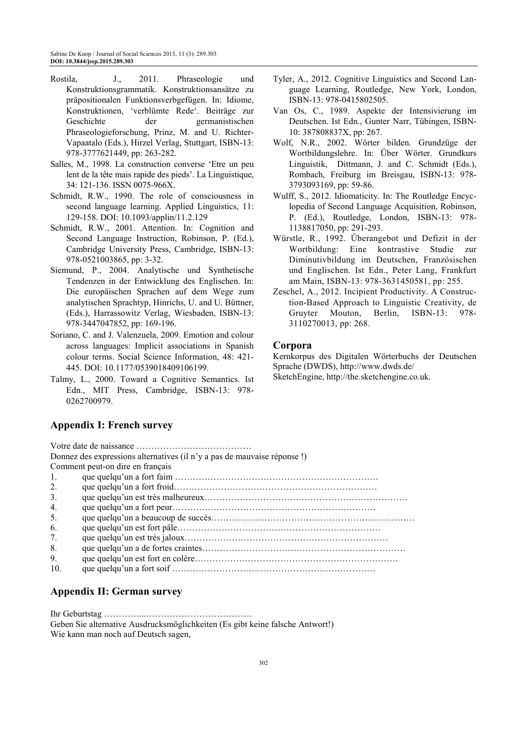Rostila, J., 2011. Phraseologie und Konstruktionsgrammatik. Konstruktionsansätze zu präpositionalen Funktionsverbgefügen. In: Idiome, Konstruktionen, 'verblümte Rede'. Beiträge zur Geschichte der germanistischen Phraseologieforschung, Prinz, M. and U. Richter-Vapaatalo (Eds.), Hirzel Verlag, Stuttgart, ISBN-13: 978-3777621449, pp: 263-282.

Salles, M., 1998. La construction converse 'Etre un peu lent de la tête mais rapide des pieds'. La Linguistique, 34: 121-136. ISSN 0075-966X.

Schmidt, R.W., 1990. The role of consciousness in second language learning. Applied Linguistics, 11: 129-158. DOI: 10.1093/applin/11.2.129

Schmidt, R.W., 2001. Attention. In: Cognition and Second Language Instruction, Robinson, P. (Ed.), Cambridge University Press, Cambridge, ISBN-13: 978-0521003865, pp: 3-32.

Siemund, P., 2004. Analytische und Synthetische Tendenzen in der Entwicklung des Englischen. In: Die europäischen Sprachen auf dem Wege zum analytischen Sprachtyp, Hinrichs, U. and U. Büttner, (Eds.), Harrassowitz Verlag, Wiesbaden, ISBN-13: 978-3447047852, pp: 169-196.

Soriano, C. and J. Valenzuela, 2009. Emotion and colour across languages: Implicit associations in Spanish colour terms. Social Science Information, 48: 421-445. DOI: 10.1177/0539018409106199.

Talmy, L., 2000. Toward a Cognitive Semantics. Ist Edn., MIT Press, Cambridge, ISBN-13: 978-0262700979.

Tyler, A., 2012. Cognitive Linguistics and Second Language Learning, Routledge, New York, London, ISBN-13: 978-0415802505.

Van Os, C., 1989. Aspekte der Intensivierung im Deutschen. Ist Edn., Gunter Narr, Tübingen, ISBN-10: 387808837X, pp: 267.

Wolf, N.R., 2002. Wörter bilden. Grundzüge der Wortbildungslehre. In: Über Wörter. Grundkurs Linguistik, Dittmann, J. and C. Schmidt (Eds.), Rombach, Freiburg im Breisgau, ISBN-13: 978-3793093169, pp: 59-86.

Wulff, S., 2012. Idiomaticity. In: The Routledge Encyclopedia of Second Language Acquisition, Robinson, P. (Ed.), Routledge, London, ISBN-13: 978-1138817050, pp: 291-293.

Würstle, R., 1992. Überangebot und Defizit in der Wortbildung: Eine kontrastive Studie zur Diminutivbildung im Deutschen, Französischen und Englischen. Ist Edn., Peter Lang, Frankfurt am Main, ISBN-13: 978-3631450581, pp: 255.

Zeschel, A., 2012. Incipient Productivity. A Construction-Based Approach to Linguistic Creativity, de Gruyter Mouton, Berlin, ISBN-13: 978-3110270013, pp: 268.

## Corpora

Kernkorpus des Digitalen Wörterbuchs der Deutschen Sprache (DWDS), http://www.dwds.de/

SketchEngine, http://the.sketchengine.co.uk.

## Appendix I: French survey

Votre date de naissance …………………………………

Donnez des expressions alternatives (il n'y a pas de mauvaise réponse !)

Comment peut-on dire en français

1. que quelqu'un a fort faim ……………………………………………………………
2. que quelqu'un a fort froid……………………………………………………………
3. que quelqu'un est très malheureux……………………………………………………………
4. que quelqu'un a fort peur……………………………………………………………
5. que quelqu'un a beaucoup de succès……………………………………………………………
6. que quelqu'un est fort pâle……………………………………………………………
7. que quelqu'un est très jaloux……………………………………………………………
8. que quelqu'un a de fortes craintes……………………………………………………………
9. que quelqu'un est fort en colère……………………………………………………………
10. que quelqu'un a fort soif ……………………………………………………………

## Appendix II: German survey

Ihr Geburtstag …………...………………………………

Geben Sie alternative Ausdrucksmöglichkeiten (Es gibt keine falsche Antwort!)

Wie kann man noch auf Deutsch sagen,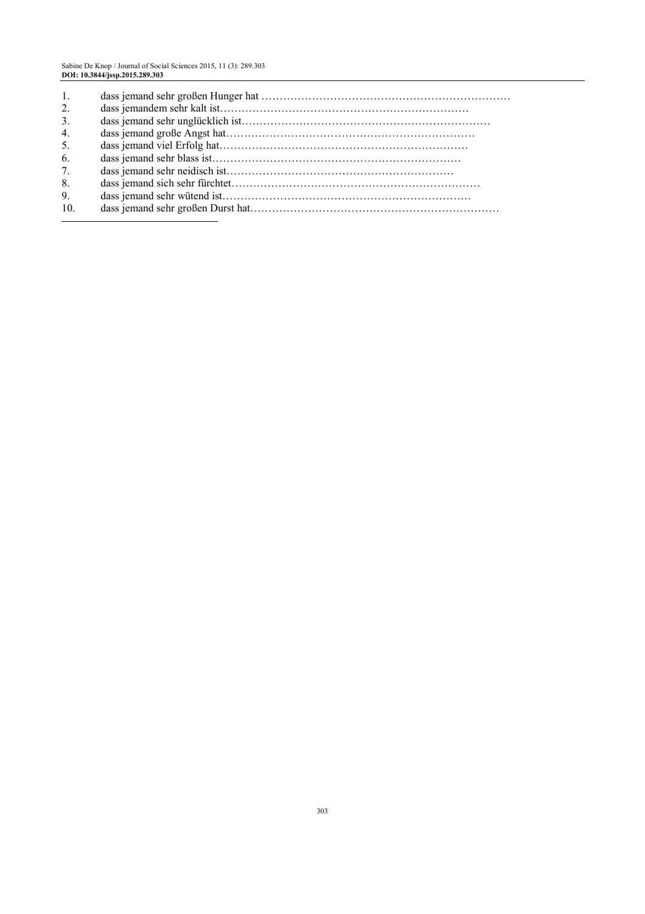1. dass jemand sehr großen Hunger hat ……………………………………………………………
2. dass jemandem sehr kalt ist……………………………………………………………
3. dass jemand sehr unglücklich ist……………………………………………………………
4. dass jemand große Angst hat……………………………………………………………
5. dass jemand viel Erfolg hat……………………………………………………………
6. dass jemand sehr blass ist……………………………………………………………
7. dass jemand sehr neidisch ist………………………………………………………
8. dass jemand sich sehr fürchtet……………………………………………………………
9. dass jemand sehr wütend ist……………………………………………………………
10. dass jemand sehr großen Durst hat……………………………………………………………